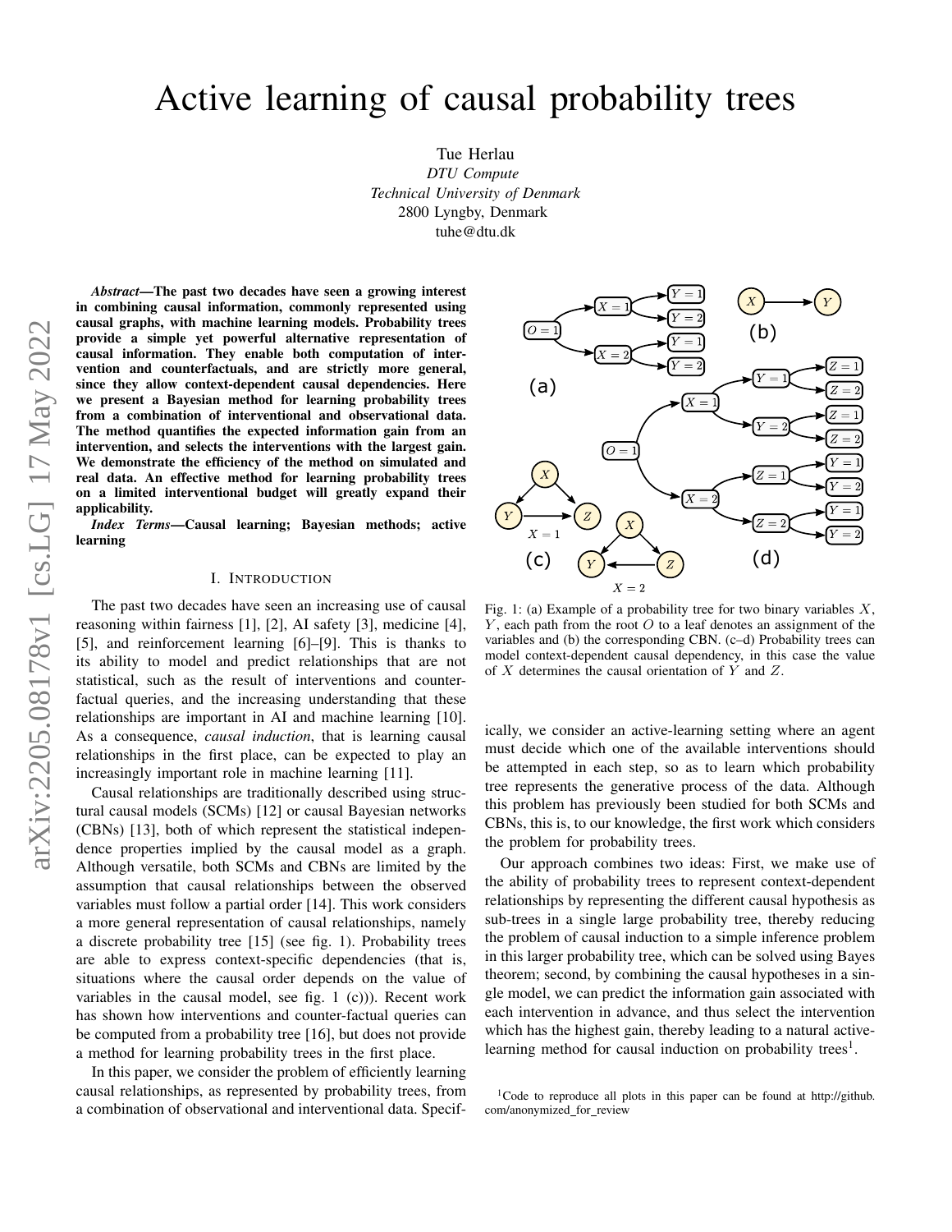# Active learning of causal probability trees

Tue Herlau
*DTU Compute*
*Technical University of Denmark*
2800 Lyngby, Denmark
tuhe@dtu.dk

***Abstract*—The past two decades have seen a growing interest in combining causal information, commonly represented using causal graphs, with machine learning models. Probability trees provide a simple yet powerful alternative representation of causal information. They enable both computation of intervention and counterfactuals, and are strictly more general, since they allow context-dependent causal dependencies. Here we present a Bayesian method for learning probability trees from a combination of interventional and observational data. The method quantifies the expected information gain from an intervention, and selects the interventions with the largest gain. We demonstrate the efficiency of the method on simulated and real data. An effective method for learning probability trees on a limited interventional budget will greatly expand their applicability.**

***Index Terms*—Causal learning; Bayesian methods; active learning**

## I. Introduction

The past two decades have seen an increasing use of causal reasoning within fairness [1], [2], AI safety [3], medicine [4], [5], and reinforcement learning [6]–[9]. This is thanks to its ability to model and predict relationships that are not statistical, such as the result of interventions and counter-factual queries, and the increasing understanding that these relationships are important in AI and machine learning [10]. As a consequence, *causal induction*, that is learning causal relationships in the first place, can be expected to play an increasingly important role in machine learning [11].

Causal relationships are traditionally described using structural causal models (SCMs) [12] or causal Bayesian networks (CBNs) [13], both of which represent the statistical independence properties implied by the causal model as a graph. Although versatile, both SCMs and CBNs are limited by the assumption that causal relationships between the observed variables must follow a partial order [14]. This work considers a more general representation of causal relationships, namely a discrete probability tree [15] (see fig. 1). Probability trees are able to express context-specific dependencies (that is, situations where the causal order depends on the value of variables in the causal model, see fig. 1 (c))). Recent work has shown how interventions and counter-factual queries can be computed from a probability tree [16], but does not provide a method for learning probability trees in the first place.

In this paper, we consider the problem of efficiently learning causal relationships, as represented by probability trees, from a combination of observational and interventional data. Specifically, we consider an active-learning setting where an agent must decide which one of the available interventions should be attempted in each step, so as to learn which probability tree represents the generative process of the data. Although this problem has previously been studied for both SCMs and CBNs, this is, to our knowledge, the first work which considers the problem for probability trees.

Fig. 1: (a) Example of a probability tree for two binary variables $X$, $Y$, each path from the root $O$ to a leaf denotes an assignment of the variables and (b) the corresponding CBN. (c–d) Probability trees can model context-dependent causal dependency, in this case the value of $X$ determines the causal orientation of $Y$ and $Z$.

Our approach combines two ideas: First, we make use of the ability of probability trees to represent context-dependent relationships by representing the different causal hypothesis as sub-trees in a single large probability tree, thereby reducing the problem of causal induction to a simple inference problem in this larger probability tree, which can be solved using Bayes theorem; second, by combining the causal hypotheses in a single model, we can predict the information gain associated with each intervention in advance, and thus select the intervention which has the highest gain, thereby leading to a natural active-learning method for causal induction on probability trees[1].

[1]Code to reproduce all plots in this paper can be found at http://github.com/anonymized_for_review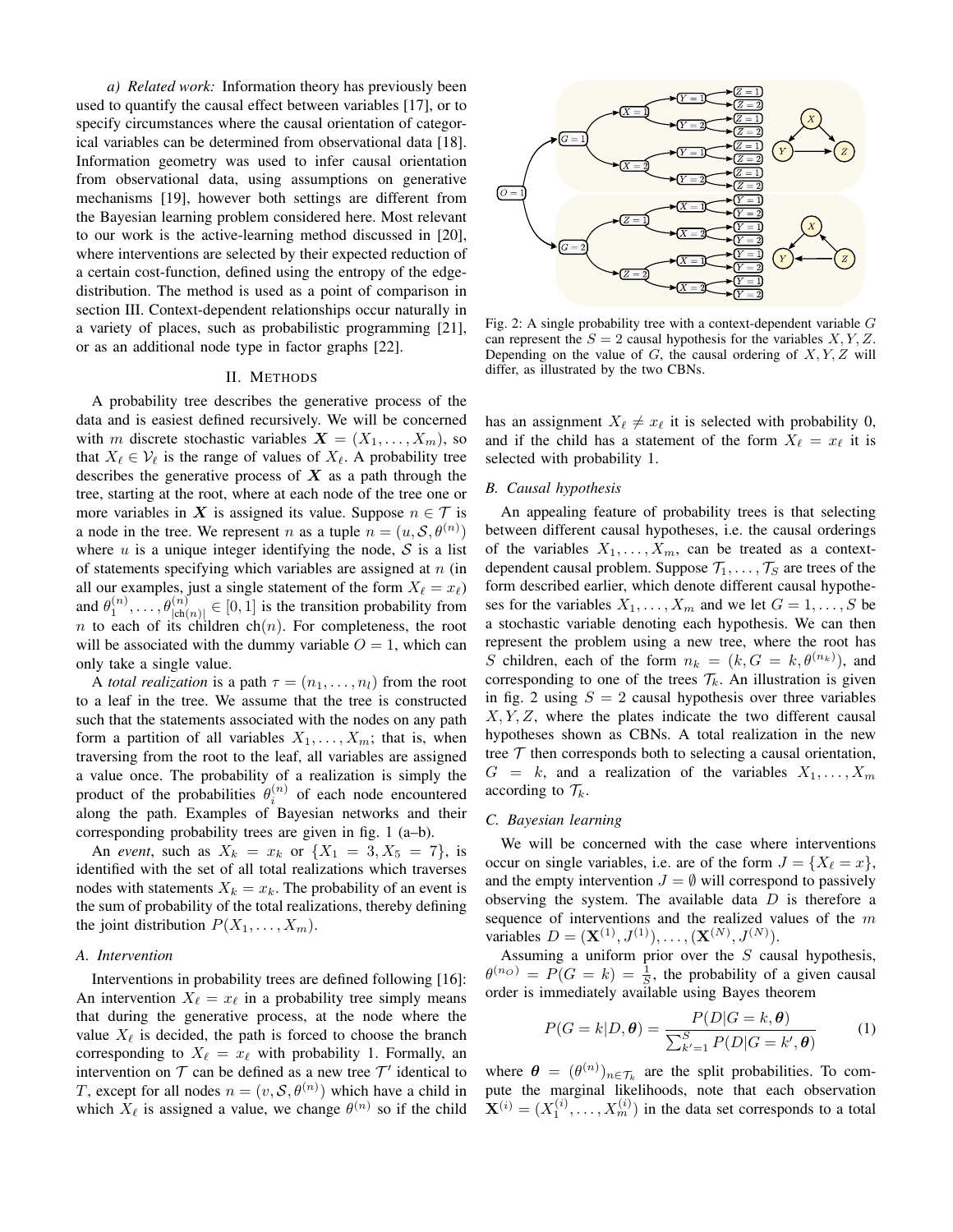*a) Related work:* Information theory has previously been used to quantify the causal effect between variables [17], or to specify circumstances where the causal orientation of categorical variables can be determined from observational data [18]. Information geometry was used to infer causal orientation from observational data, using assumptions on generative mechanisms [19], however both settings are different from the Bayesian learning problem considered here. Most relevant to our work is the active-learning method discussed in [20], where interventions are selected by their expected reduction of a certain cost-function, defined using the entropy of the edge-distribution. The method is used as a point of comparison in section III. Context-dependent relationships occur naturally in a variety of places, such as probabilistic programming [21], or as an additional node type in factor graphs [22].

## II. Methods

A probability tree describes the generative process of the data and is easiest defined recursively. We will be concerned with $m$ discrete stochastic variables $\boldsymbol{X} = (X_1, \dots, X_m)$, so that $X_\ell \in \mathcal{V}_\ell$ is the range of values of $X_\ell$. A probability tree describes the generative process of $\boldsymbol{X}$ as a path through the tree, starting at the root, where at each node of the tree one or more variables in $\boldsymbol{X}$ is assigned its value. Suppose $n \in \mathcal{T}$ is a node in the tree. We represent $n$ as a tuple $n = (u, \mathcal{S}, \theta^{(n)})$ where $u$ is a unique integer identifying the node, $\mathcal{S}$ is a list of statements specifying which variables are assigned at $n$ (in all our examples, just a single statement of the form $X_\ell = x_\ell$) and $\theta_1^{(n)}, \dots, \theta_{|\mathrm{ch}(n)|}^{(n)} \in [0, 1]$ is the transition probability from $n$ to each of its children $\mathrm{ch}(n)$. For completeness, the root will be associated with the dummy variable $O = 1$, which can only take a single value.

A *total realization* is a path $\tau = (n_1, \dots, n_l)$ from the root to a leaf in the tree. We assume that the tree is constructed such that the statements associated with the nodes on any path form a partition of all variables $X_1, \dots, X_m$; that is, when traversing from the root to the leaf, all variables are assigned a value once. The probability of a realization is simply the product of the probabilities $\theta_i^{(n)}$ of each node encountered along the path. Examples of Bayesian networks and their corresponding probability trees are given in fig. 1 (a–b).

An *event*, such as $X_k = x_k$ or $\{X_1 = 3, X_5 = 7\}$, is identified with the set of all total realizations which traverses nodes with statements $X_k = x_k$. The probability of an event is the sum of probability of the total realizations, thereby defining the joint distribution $P(X_1, \dots, X_m)$.

### A. Intervention

Interventions in probability trees are defined following [16]: An intervention $X_\ell = x_\ell$ in a probability tree simply means that during the generative process, at the node where the value $X_\ell$ is decided, the path is forced to choose the branch corresponding to $X_\ell = x_\ell$ with probability 1. Formally, an intervention on $\mathcal{T}$ can be defined as a new tree $\mathcal{T}'$ identical to $T$, except for all nodes $n = (v, \mathcal{S}, \theta^{(n)})$ which have a child in which $X_\ell$ is assigned a value, we change $\theta^{(n)}$ so if the child has an assignment $X_\ell \neq x_\ell$ it is selected with probability 0, and if the child has a statement of the form $X_\ell = x_\ell$ it is selected with probability 1.

Fig. 2: A single probability tree with a context-dependent variable $G$ can represent the $S = 2$ causal hypothesis for the variables $X, Y, Z$. Depending on the value of $G$, the causal ordering of $X, Y, Z$ will differ, as illustrated by the two CBNs.

### B. Causal hypothesis

An appealing feature of probability trees is that selecting between different causal hypotheses, i.e. the causal orderings of the variables $X_1, \dots, X_m$, can be treated as a context-dependent causal problem. Suppose $\mathcal{T}_1, \dots, \mathcal{T}_S$ are trees of the form described earlier, which denote different causal hypotheses for the variables $X_1, \dots, X_m$ and we let $G = 1, \dots, S$ be a stochastic variable denoting each hypothesis. We can then represent the problem using a new tree, where the root has $S$ children, each of the form $n_k = (k, G = k, \theta^{(n_k)})$, and corresponding to one of the trees $\mathcal{T}_k$. An illustration is given in fig. 2 using $S = 2$ causal hypothesis over three variables $X, Y, Z$, where the plates indicate the two different causal hypotheses shown as CBNs. A total realization in the new tree $\mathcal{T}$ then corresponds both to selecting a causal orientation, $G = k$, and a realization of the variables $X_1, \dots, X_m$ according to $\mathcal{T}_k$.

### C. Bayesian learning

We will be concerned with the case where interventions occur on single variables, i.e. are of the form $J = \{X_\ell = x\}$, and the empty intervention $J = \emptyset$ will correspond to passively observing the system. The available data $D$ is therefore a sequence of interventions and the realized values of the $m$ variables $D = (\mathbf{X}^{(1)}, J^{(1)}), \dots, (\mathbf{X}^{(N)}, J^{(N)})$.

Assuming a uniform prior over the $S$ causal hypothesis, $\theta^{(n_O)} = P(G = k) = \frac{1}{S}$, the probability of a given causal order is immediately available using Bayes theorem

$$P(G = k | D, \boldsymbol{\theta}) = \frac{P(D | G = k, \boldsymbol{\theta})}{\sum_{k'=1}^{S} P(D | G = k', \boldsymbol{\theta})} \tag{1}$$

where $\boldsymbol{\theta} = (\theta^{(n)})_{n \in \mathcal{T}_k}$ are the split probabilities. To compute the marginal likelihoods, note that each observation $\mathbf{X}^{(i)} = (X_1^{(i)}, \dots, X_m^{(i)})$ in the data set corresponds to a total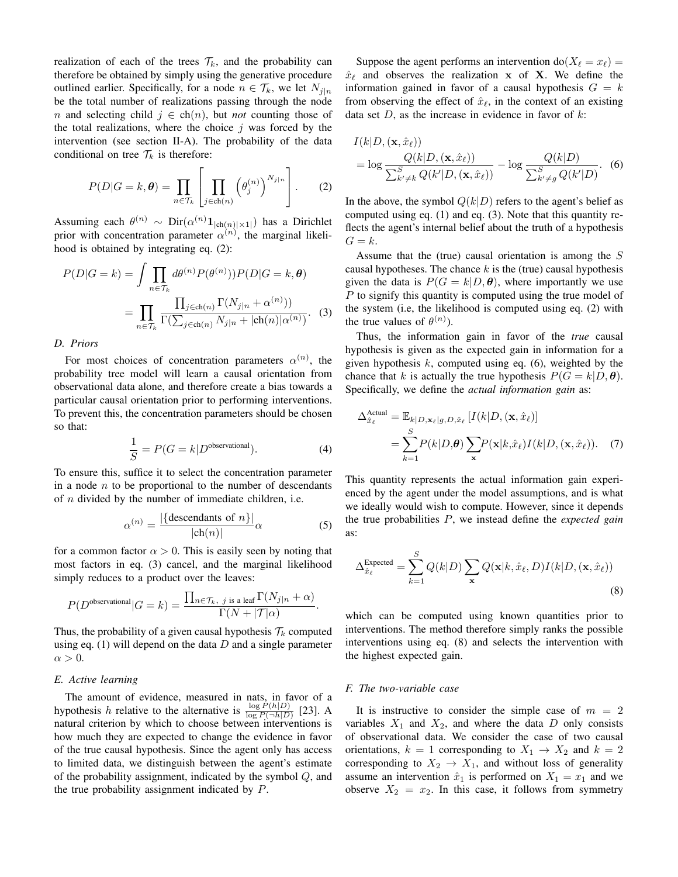realization of each of the trees $\mathcal{T}_k$, and the probability can therefore be obtained by simply using the generative procedure outlined earlier. Specifically, for a node $n \in \mathcal{T}_k$, we let $N_{j|n}$ be the total number of realizations passing through the node $n$ and selecting child $j \in \text{ch}(n)$, but *not* counting those of the total realizations, where the choice $j$ was forced by the intervention (see section II-A). The probability of the data conditional on tree $\mathcal{T}_k$ is therefore:

$$P(D|G=k,\boldsymbol{\theta}) = \prod_{n\in\mathcal{T}_k}\left[\prod_{j\in\text{ch}(n)}\left(\theta_j^{(n)}\right)^{N_{j|n}}\right]. \quad (2)$$

Assuming each $\theta^{(n)} \sim \text{Dir}(\alpha^{(n)}\mathbf{1}_{|\text{ch}(n)|\times 1|})$ has a Dirichlet prior with concentration parameter $\alpha^{(n)}$, the marginal likelihood is obtained by integrating eq. (2):

$$\begin{aligned} P(D|G=k) &= \int \prod_{n\in\mathcal{T}_k} d\theta^{(n)} P(\theta^{(n)}))P(D|G=k,\boldsymbol{\theta}) \\ &= \prod_{n\in\mathcal{T}_k}\frac{\prod_{j\in\text{ch}(n)}\Gamma(N_{j|n}+\alpha^{(n)}))}{\Gamma(\sum_{j\in\text{ch}(n)}N_{j|n}+|\text{ch}(n)|\alpha^{(n)})}. \quad (3)\end{aligned}$$

### D. Priors

For most choices of concentration parameters $\alpha^{(n)}$, the probability tree model will learn a causal orientation from observational data alone, and therefore create a bias towards a particular causal orientation prior to performing interventions. To prevent this, the concentration parameters should be chosen so that:

$$\frac{1}{S} = P(G=k|D^{\text{observational}}). \quad (4)$$

To ensure this, suffice it to select the concentration parameter in a node $n$ to be proportional to the number of descendants of $n$ divided by the number of immediate children, i.e.

$$\alpha^{(n)} = \frac{|\{\text{descendants of } n\}|}{|\text{ch}(n)|}\alpha \quad (5)$$

for a common factor $\alpha > 0$. This is easily seen by noting that most factors in eq. (3) cancel, and the marginal likelihood simply reduces to a product over the leaves:

$$P(D^{\text{observational}}|G=k) = \frac{\prod_{n\in\mathcal{T}_k,\ j \text{ is a leaf}}\Gamma(N_{j|n}+\alpha)}{\Gamma(N+|\mathcal{T}|\alpha)}.$$

Thus, the probability of a given causal hypothesis $\mathcal{T}_k$ computed using eq. (1) will depend on the data $D$ and a single parameter $\alpha > 0$.

### E. Active learning

The amount of evidence, measured in nats, in favor of a hypothesis $h$ relative to the alternative is $\frac{\log P(h|D)}{\log P(\neg h|D)}$ [23]. A natural criterion by which to choose between interventions is how much they are expected to change the evidence in favor of the true causal hypothesis. Since the agent only has access to limited data, we distinguish between the agent's estimate of the probability assignment, indicated by the symbol $Q$, and the true probability assignment indicated by $P$.

Suppose the agent performs an intervention $\text{do}(X_\ell = x_\ell) = \hat{x}_\ell$ and observes the realization $\mathbf{x}$ of $\mathbf{X}$. We define the information gained in favor of a causal hypothesis $G = k$ from observing the effect of $\hat{x}_\ell$, in the context of an existing data set $D$, as the increase in evidence in favor of $k$:

$$\begin{aligned} &I(k|D,(\mathbf{x},\hat{x}_\ell)) \\ &= \log\frac{Q(k|D,(\mathbf{x},\hat{x}_\ell))}{\sum_{k'\neq k}^{S}Q(k'|D,(\mathbf{x},\hat{x}_\ell))} - \log\frac{Q(k|D)}{\sum_{k'\neq g}^{S}Q(k'|D)}. \quad (6)\end{aligned}$$

In the above, the symbol $Q(k|D)$ refers to the agent's belief as computed using eq. (1) and eq. (3). Note that this quantity reflects the agent's internal belief about the truth of a hypothesis $G = k$.

Assume that the (true) causal orientation is among the $S$ causal hypotheses. The chance $k$ is the (true) causal hypothesis given the data is $P(G = k|D, \boldsymbol{\theta})$, where importantly we use $P$ to signify this quantity is computed using the true model of the system (i.e, the likelihood is computed using eq. (2) with the true values of $\theta^{(n)}$).

Thus, the information gain in favor of the *true* causal hypothesis is given as the expected gain in information for a given hypothesis $k$, computed using eq. (6), weighted by the chance that $k$ is actually the true hypothesis $P(G = k|D, \boldsymbol{\theta})$. Specifically, we define the *actual information gain* as:

$$\begin{aligned}\Delta_{\hat{x}_\ell}^{\text{Actual}} &= \mathbb{E}_{k|D,\mathbf{x}_\ell|g,D,\hat{x}_\ell}\left[I(k|D,(\mathbf{x},\hat{x}_\ell)\right] \\ &= \sum_{k=1}^{S}P(k|D,\boldsymbol{\theta})\sum_{\mathbf{x}}P(\mathbf{x}|k,\hat{x}_\ell)I(k|D,(\mathbf{x},\hat{x}_\ell)). \quad (7)\end{aligned}$$

This quantity represents the actual information gain experienced by the agent under the model assumptions, and is what we ideally would wish to compute. However, since it depends the true probabilities $P$, we instead define the *expected gain* as:

$$\Delta_{\hat{x}_\ell}^{\text{Expected}} = \sum_{k=1}^{S}Q(k|D)\sum_{\mathbf{x}}Q(\mathbf{x}|k,\hat{x}_\ell,D)I(k|D,(\mathbf{x},\hat{x}_\ell)) \quad (8)$$

which can be computed using known quantities prior to interventions. The method therefore simply ranks the possible interventions using eq. (8) and selects the intervention with the highest expected gain.

### F. The two-variable case

It is instructive to consider the simple case of $m = 2$ variables $X_1$ and $X_2$, and where the data $D$ only consists of observational data. We consider the case of two causal orientations, $k = 1$ corresponding to $X_1 \to X_2$ and $k = 2$ corresponding to $X_2 \to X_1$, and without loss of generality assume an intervention $\hat{x}_1$ is performed on $X_1 = x_1$ and we observe $X_2 = x_2$. In this case, it follows from symmetry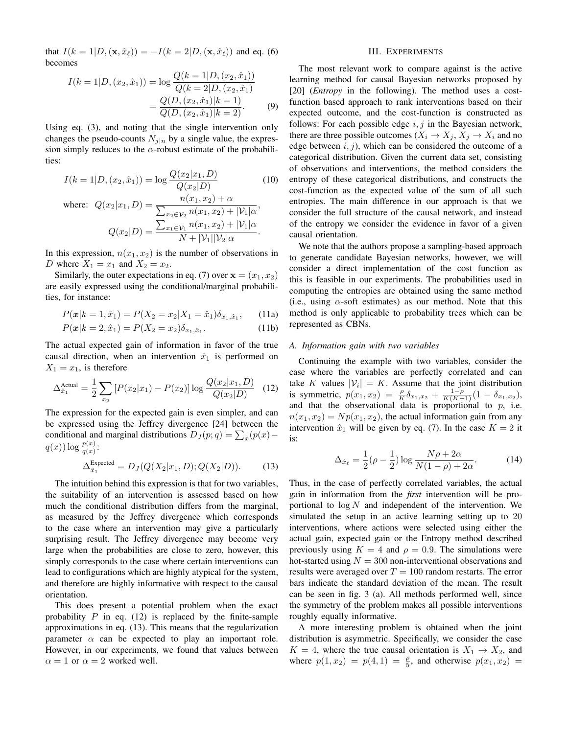that $I(k=1|D,(\mathbf{x},\hat{x}_\ell)) = -I(k=2|D,(\mathbf{x},\hat{x}_\ell))$ and eq. (6) becomes

$$I(k=1|D,(x_2,\hat{x}_1)) = \log \frac{Q(k=1|D,(x_2,\hat{x}_1))}{Q(k=2|D,(x_2,\hat{x}_1)} = \frac{Q(D,(x_2,\hat{x}_1)|k=1)}{Q(D,(x_2,\hat{x}_1)|k=2)}. \tag{9}$$

Using eq. (3), and noting that the single intervention only changes the pseudo-counts $N_{j|n}$ by a single value, the expression simply reduces to the $\alpha$-robust estimate of the probabilities:

$$I(k=1|D,(x_2,\hat{x}_1)) = \log \frac{Q(x_2|x_1,D)}{Q(x_2|D)} \tag{10}$$

$$\text{where: } Q(x_2|x_1,D) = \frac{n(x_1,x_2)+\alpha}{\sum_{x_2\in\mathcal{V}_2} n(x_1,x_2)+|\mathcal{V}_1|\alpha},$$

$$Q(x_2|D) = \frac{\sum_{x_1\in\mathcal{V}_1} n(x_1,x_2)+|\mathcal{V}_1|\alpha}{N+|\mathcal{V}_1||\mathcal{V}_2|\alpha}.$$

In this expression, $n(x_1,x_2)$ is the number of observations in $D$ where $X_1 = x_1$ and $X_2 = x_2$.

Similarly, the outer expectations in eq. (7) over $\mathbf{x} = (x_1,x_2)$ are easily expressed using the conditional/marginal probabilities, for instance:

$$P(\boldsymbol{x}|k=1,\hat{x}_1) = P(X_2 = x_2|X_1 = \hat{x}_1)\delta_{x_1,\hat{x}_1}, \tag{11a}$$

$$P(\boldsymbol{x}|k=2,\hat{x}_1) = P(X_2 = x_2)\delta_{x_1,\hat{x}_1}. \tag{11b}$$

The actual expected gain of information in favor of the true causal direction, when an intervention $\hat{x}_1$ is performed on $X_1 = x_1$, is therefore

$$\Delta^{\text{Actual}}_{\hat{x}_1} = \frac{1}{2}\sum_{x_2}\left[P(x_2|x_1) - P(x_2)\right]\log\frac{Q(x_2|x_1,D)}{Q(x_2|D)} \tag{12}$$

The expression for the expected gain is even simpler, and can be expressed using the Jeffrey divergence [24] between the conditional and marginal distributions $D_J(p;q) = \sum_x (p(x) - q(x))\log\frac{p(x)}{q(x)}$:

$$\Delta^{\text{Expected}}_{\hat{x}_1} = D_J(Q(X_2|x_1,D);Q(X_2|D)). \tag{13}$$

The intuition behind this expression is that for two variables, the suitability of an intervention is assessed based on how much the conditional distribution differs from the marginal, as measured by the Jeffrey divergence which corresponds to the case where an intervention may give a particularly surprising result. The Jeffrey divergence may become very large when the probabilities are close to zero, however, this simply corresponds to the case where certain interventions can lead to configurations which are highly atypical for the system, and therefore are highly informative with respect to the causal orientation.

This does present a potential problem when the exact probability $P$ in eq. (12) is replaced by the finite-sample approximations in eq. (13). This means that the regularization parameter $\alpha$ can be expected to play an important role. However, in our experiments, we found that values between $\alpha = 1$ or $\alpha = 2$ worked well.

## III. Experiments

The most relevant work to compare against is the active learning method for causal Bayesian networks proposed by [20] (*Entropy* in the following). The method uses a cost-function based approach to rank interventions based on their expected outcome, and the cost-function is constructed as follows: For each possible edge $i,j$ in the Bayesian network, there are three possible outcomes ($X_i \to X_j$, $X_j \to X_i$ and no edge between $i,j$), which can be considered the outcome of a categorical distribution. Given the current data set, consisting of observations and interventions, the method considers the entropy of these categorical distributions, and constructs the cost-function as the expected value of the sum of all such entropies. The main difference in our approach is that we consider the full structure of the causal network, and instead of the entropy we consider the evidence in favor of a given causal orientation.

We note that the authors propose a sampling-based approach to generate candidate Bayesian networks, however, we will consider a direct implementation of the cost function as this is feasible in our experiments. The probabilities used in computing the entropies are obtained using the same method (i.e., using $\alpha$-soft estimates) as our method. Note that this method is only applicable to probability trees which can be represented as CBNs.

### A. Information gain with two variables

Continuing the example with two variables, consider the case where the variables are perfectly correlated and can take $K$ values $|\mathcal{V}_i| = K$. Assume that the joint distribution is symmetric, $p(x_1,x_2) = \frac{\rho}{K}\delta_{x_1,x_2} + \frac{1-\rho}{K(K-1)}(1-\delta_{x_1,x_2})$, and that the observational data is proportional to $p$, i.e. $n(x_1,x_2) = Np(x_1,x_2)$, the actual information gain from any intervention $\hat{x}_1$ will be given by eq. (7). In the case $K = 2$ it is:

$$\Delta_{\hat{x}_\ell} = \frac{1}{2}(\rho - \frac{1}{2})\log\frac{N\rho + 2\alpha}{N(1-\rho)+2\alpha}. \tag{14}$$

Thus, in the case of perfectly correlated variables, the actual gain in information from the *first* intervention will be proportional to $\log N$ and independent of the intervention. We simulated the setup in an active learning setting up to 20 interventions, where actions were selected using either the actual gain, expected gain or the Entropy method described previously using $K = 4$ and $\rho = 0.9$. The simulations were hot-started using $N = 300$ non-interventional observations and results were averaged over $T = 100$ random restarts. The error bars indicate the standard deviation of the mean. The result can be seen in fig. 3 (a). All methods performed well, since the symmetry of the problem makes all possible interventions roughly equally informative.

A more interesting problem is obtained when the joint distribution is asymmetric. Specifically, we consider the case $K = 4$, where the true causal orientation is $X_1 \to X_2$, and where $p(1,x_2) = p(4,1) = \frac{\rho}{5}$, and otherwise $p(x_1,x_2) =$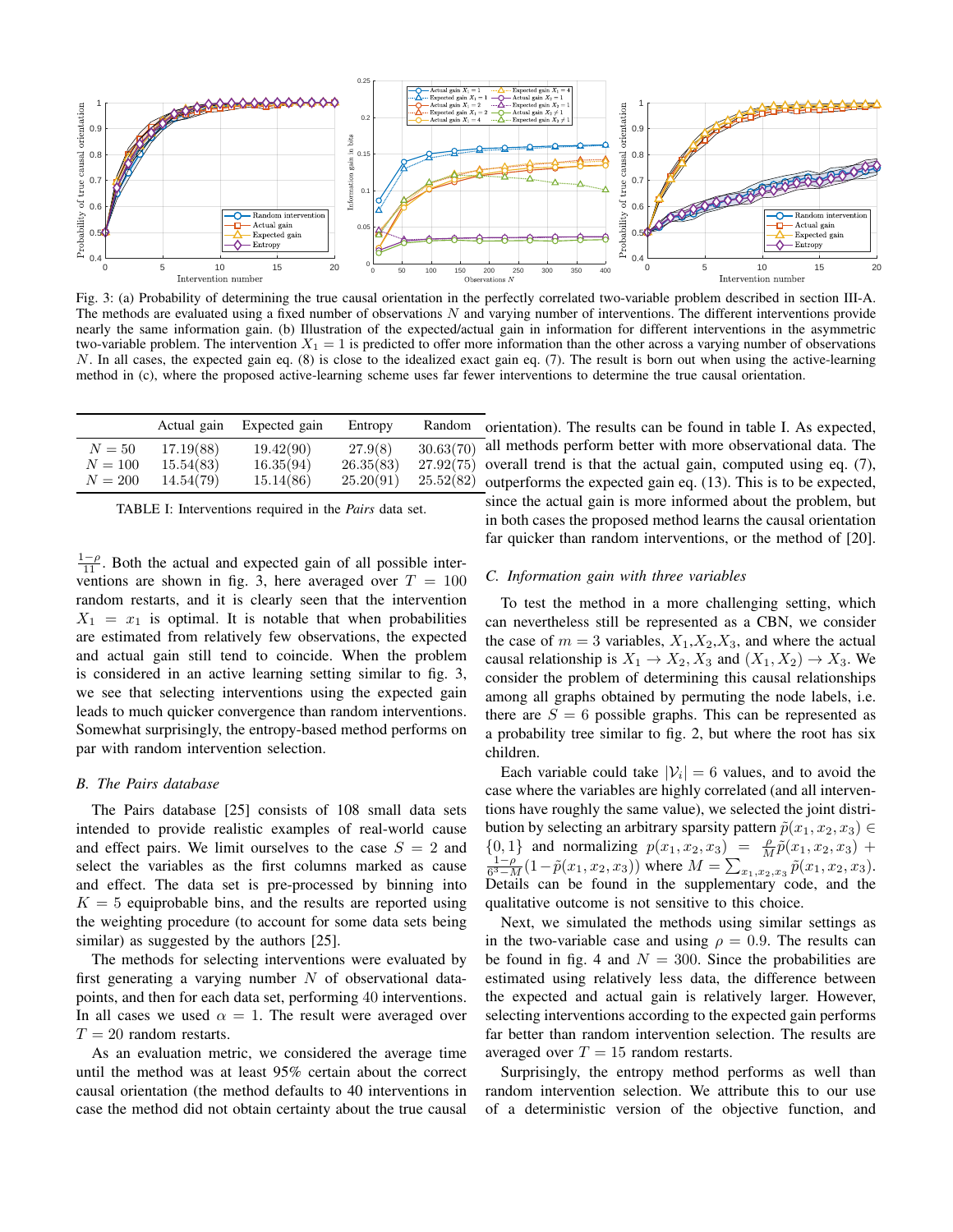Fig. 3: (a) Probability of determining the true causal orientation in the perfectly correlated two-variable problem described in section III-A. The methods are evaluated using a fixed number of observations $N$ and varying number of interventions. The different interventions provide nearly the same information gain. (b) Illustration of the expected/actual gain in information for different interventions in the asymmetric two-variable problem. The intervention $X_1 = 1$ is predicted to offer more information than the other across a varying number of observations $N$. In all cases, the expected gain eq. (8) is close to the idealized exact gain eq. (7). The result is born out when using the active-learning method in (c), where the proposed active-learning scheme uses far fewer interventions to determine the true causal orientation.

| | Actual gain | Expected gain | Entropy | Random |
|---|---|---|---|---|
| $N = 50$ | $17.19(88)$ | $19.42(90)$ | $27.9(8)$ | $30.63(70)$ |
| $N = 100$ | $15.54(83)$ | $16.35(94)$ | $26.35(83)$ | $27.92(75)$ |
| $N = 200$ | $14.54(79)$ | $15.14(86)$ | $25.20(91)$ | $25.52(82)$ |

TABLE I: Interventions required in the *Pairs* data set.

$\frac{1-\rho}{11}$. Both the actual and expected gain of all possible interventions are shown in fig. 3, here averaged over $T = 100$ random restarts, and it is clearly seen that the intervention $X_1 = x_1$ is optimal. It is notable that when probabilities are estimated from relatively few observations, the expected and actual gain still tend to coincide. When the problem is considered in an active learning setting similar to fig. 3, we see that selecting interventions using the expected gain leads to much quicker convergence than random interventions. Somewhat surprisingly, the entropy-based method performs on par with random intervention selection.

### B. The Pairs database

The Pairs database [25] consists of 108 small data sets intended to provide realistic examples of real-world cause and effect pairs. We limit ourselves to the case $S = 2$ and select the variables as the first columns marked as cause and effect. The data set is pre-processed by binning into $K = 5$ equiprobable bins, and the results are reported using the weighting procedure (to account for some data sets being similar) as suggested by the authors [25].

The methods for selecting interventions were evaluated by first generating a varying number $N$ of observational data-points, and then for each data set, performing 40 interventions. In all cases we used $\alpha = 1$. The result were averaged over $T = 20$ random restarts.

As an evaluation metric, we considered the average time until the method was at least 95% certain about the correct causal orientation (the method defaults to 40 interventions in case the method did not obtain certainty about the true causal orientation). The results can be found in table I. As expected, all methods perform better with more observational data. The overall trend is that the actual gain, computed using eq. (7), outperforms the expected gain eq. (13). This is to be expected, since the actual gain is more informed about the problem, but in both cases the proposed method learns the causal orientation far quicker than random interventions, or the method of [20].

### C. Information gain with three variables

To test the method in a more challenging setting, which can nevertheless still be represented as a CBN, we consider the case of $m = 3$ variables, $X_1$,$X_2$,$X_3$, and where the actual causal relationship is $X_1 \rightarrow X_2, X_3$ and $(X_1, X_2) \rightarrow X_3$. We consider the problem of determining this causal relationships among all graphs obtained by permuting the node labels, i.e. there are $S = 6$ possible graphs. This can be represented as a probability tree similar to fig. 2, but where the root has six children.

Each variable could take $|\mathcal{V}_i| = 6$ values, and to avoid the case where the variables are highly correlated (and all interventions have roughly the same value), we selected the joint distribution by selecting an arbitrary sparsity pattern $\tilde{p}(x_1, x_2, x_3) \in \{0, 1\}$ and normalizing $p(x_1, x_2, x_3) = \frac{\rho}{M}\tilde{p}(x_1, x_2, x_3) + \frac{1-\rho}{6^3-M}(1-\tilde{p}(x_1, x_2, x_3))$ where $M = \sum_{x_1,x_2,x_3} \tilde{p}(x_1, x_2, x_3)$. Details can be found in the supplementary code, and the qualitative outcome is not sensitive to this choice.

Next, we simulated the methods using similar settings as in the two-variable case and using $\rho = 0.9$. The results can be found in fig. 4 and $N = 300$. Since the probabilities are estimated using relatively less data, the difference between the expected and actual gain is relatively larger. However, selecting interventions according to the expected gain performs far better than random intervention selection. The results are averaged over $T = 15$ random restarts.

Surprisingly, the entropy method performs as well than random intervention selection. We attribute this to our use of a deterministic version of the objective function, and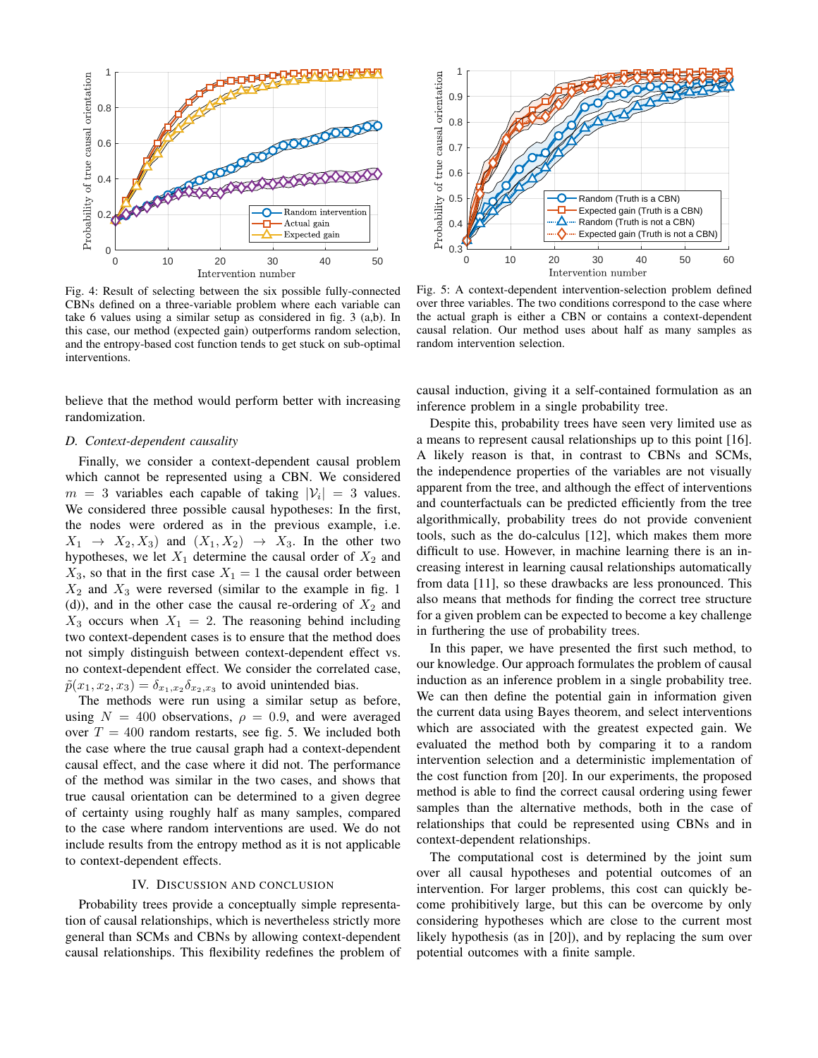Fig. 4: Result of selecting between the six possible fully-connected CBNs defined on a three-variable problem where each variable can take 6 values using a similar setup as considered in fig. 3 (a,b). In this case, our method (expected gain) outperforms random selection, and the entropy-based cost function tends to get stuck on sub-optimal interventions.

Fig. 5: A context-dependent intervention-selection problem defined over three variables. The two conditions correspond to the case where the actual graph is either a CBN or contains a context-dependent causal relation. Our method uses about half as many samples as random intervention selection.

believe that the method would perform better with increasing randomization.

### D. Context-dependent causality

Finally, we consider a context-dependent causal problem which cannot be represented using a CBN. We considered $m = 3$ variables each capable of taking $|\mathcal{V}_i| = 3$ values. We considered three possible causal hypotheses: In the first, the nodes were ordered as in the previous example, i.e. $X_1 \rightarrow X_2, X_3$) and $(X_1, X_2) \rightarrow X_3$. In the other two hypotheses, we let $X_1$ determine the causal order of $X_2$ and $X_3$, so that in the first case $X_1 = 1$ the causal order between $X_2$ and $X_3$ were reversed (similar to the example in fig. 1 (d)), and in the other case the causal re-ordering of $X_2$ and $X_3$ occurs when $X_1 = 2$. The reasoning behind including two context-dependent cases is to ensure that the method does not simply distinguish between context-dependent effect vs. no context-dependent effect. We consider the correlated case, $\tilde{p}(x_1, x_2, x_3) = \delta_{x_1,x_2}\delta_{x_2,x_3}$ to avoid unintended bias.

The methods were run using a similar setup as before, using $N = 400$ observations, $\rho = 0.9$, and were averaged over $T = 400$ random restarts, see fig. 5. We included both the case where the true causal graph had a context-dependent causal effect, and the case where it did not. The performance of the method was similar in the two cases, and shows that true causal orientation can be determined to a given degree of certainty using roughly half as many samples, compared to the case where random interventions are used. We do not include results from the entropy method as it is not applicable to context-dependent effects.

## IV. Discussion and Conclusion

Probability trees provide a conceptually simple representation of causal relationships, which is nevertheless strictly more general than SCMs and CBNs by allowing context-dependent causal relationships. This flexibility redefines the problem of causal induction, giving it a self-contained formulation as an inference problem in a single probability tree.

Despite this, probability trees have seen very limited use as a means to represent causal relationships up to this point [16]. A likely reason is that, in contrast to CBNs and SCMs, the independence properties of the variables are not visually apparent from the tree, and although the effect of interventions and counterfactuals can be predicted efficiently from the tree algorithmically, probability trees do not provide convenient tools, such as the do-calculus [12], which makes them more difficult to use. However, in machine learning there is an increasing interest in learning causal relationships automatically from data [11], so these drawbacks are less pronounced. This also means that methods for finding the correct tree structure for a given problem can be expected to become a key challenge in furthering the use of probability trees.

In this paper, we have presented the first such method, to our knowledge. Our approach formulates the problem of causal induction as an inference problem in a single probability tree. We can then define the potential gain in information given the current data using Bayes theorem, and select interventions which are associated with the greatest expected gain. We evaluated the method both by comparing it to a random intervention selection and a deterministic implementation of the cost function from [20]. In our experiments, the proposed method is able to find the correct causal ordering using fewer samples than the alternative methods, both in the case of relationships that could be represented using CBNs and in context-dependent relationships.

The computational cost is determined by the joint sum over all causal hypotheses and potential outcomes of an intervention. For larger problems, this cost can quickly become prohibitively large, but this can be overcome by only considering hypotheses which are close to the current most likely hypothesis (as in [20]), and by replacing the sum over potential outcomes with a finite sample.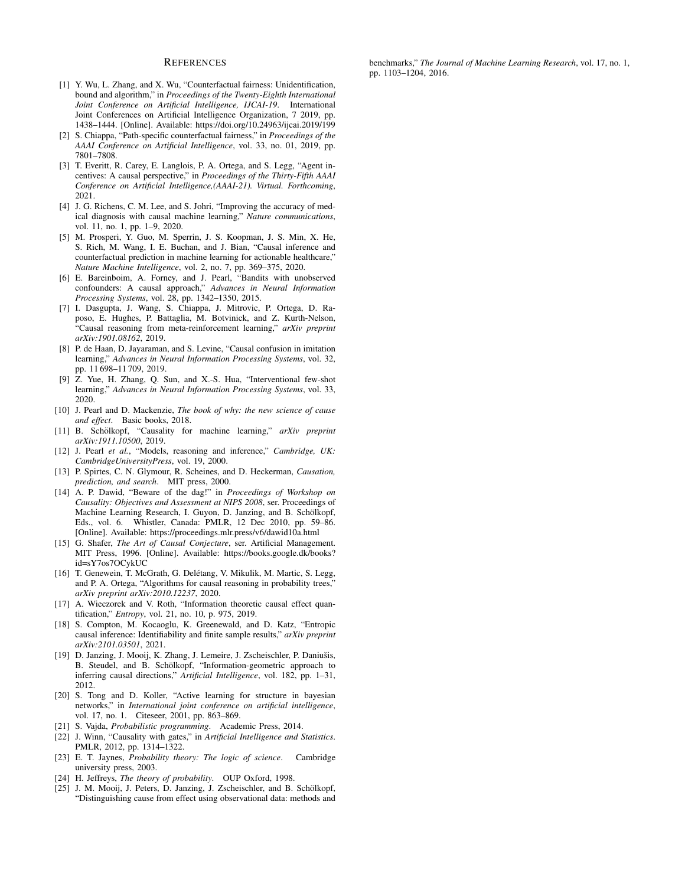## References

[1] Y. Wu, L. Zhang, and X. Wu, "Counterfactual fairness: Unidentification, bound and algorithm," in *Proceedings of the Twenty-Eighth International Joint Conference on Artificial Intelligence, IJCAI-19*. International Joint Conferences on Artificial Intelligence Organization, 7 2019, pp. 1438–1444. [Online]. Available: https://doi.org/10.24963/ijcai.2019/199

[2] S. Chiappa, "Path-specific counterfactual fairness," in *Proceedings of the AAAI Conference on Artificial Intelligence*, vol. 33, no. 01, 2019, pp. 7801–7808.

[3] T. Everitt, R. Carey, E. Langlois, P. A. Ortega, and S. Legg, "Agent incentives: A causal perspective," in *Proceedings of the Thirty-Fifth AAAI Conference on Artificial Intelligence,(AAAI-21). Virtual. Forthcoming*, 2021.

[4] J. G. Richens, C. M. Lee, and S. Johri, "Improving the accuracy of medical diagnosis with causal machine learning," *Nature communications*, vol. 11, no. 1, pp. 1–9, 2020.

[5] M. Prosperi, Y. Guo, M. Sperrin, J. S. Koopman, J. S. Min, X. He, S. Rich, M. Wang, I. E. Buchan, and J. Bian, "Causal inference and counterfactual prediction in machine learning for actionable healthcare," *Nature Machine Intelligence*, vol. 2, no. 7, pp. 369–375, 2020.

[6] E. Bareinboim, A. Forney, and J. Pearl, "Bandits with unobserved confounders: A causal approach," *Advances in Neural Information Processing Systems*, vol. 28, pp. 1342–1350, 2015.

[7] I. Dasgupta, J. Wang, S. Chiappa, J. Mitrovic, P. Ortega, D. Raposo, E. Hughes, P. Battaglia, M. Botvinick, and Z. Kurth-Nelson, "Causal reasoning from meta-reinforcement learning," *arXiv preprint arXiv:1901.08162*, 2019.

[8] P. de Haan, D. Jayaraman, and S. Levine, "Causal confusion in imitation learning," *Advances in Neural Information Processing Systems*, vol. 32, pp. 11 698–11 709, 2019.

[9] Z. Yue, H. Zhang, Q. Sun, and X.-S. Hua, "Interventional few-shot learning," *Advances in Neural Information Processing Systems*, vol. 33, 2020.

[10] J. Pearl and D. Mackenzie, *The book of why: the new science of cause and effect*. Basic books, 2018.

[11] B. Schölkopf, "Causality for machine learning," *arXiv preprint arXiv:1911.10500*, 2019.

[12] J. Pearl *et al.*, "Models, reasoning and inference," *Cambridge, UK: CambridgeUniversityPress*, vol. 19, 2000.

[13] P. Spirtes, C. N. Glymour, R. Scheines, and D. Heckerman, *Causation, prediction, and search*. MIT press, 2000.

[14] A. P. Dawid, "Beware of the dag!" in *Proceedings of Workshop on Causality: Objectives and Assessment at NIPS 2008*, ser. Proceedings of Machine Learning Research, I. Guyon, D. Janzing, and B. Schölkopf, Eds., vol. 6. Whistler, Canada: PMLR, 12 Dec 2010, pp. 59–86. [Online]. Available: https://proceedings.mlr.press/v6/dawid10a.html

[15] G. Shafer, *The Art of Causal Conjecture*, ser. Artificial Management. MIT Press, 1996. [Online]. Available: https://books.google.dk/books?id=sY7os7OCykUC

[16] T. Genewein, T. McGrath, G. Delétang, V. Mikulik, M. Martic, S. Legg, and P. A. Ortega, "Algorithms for causal reasoning in probability trees," *arXiv preprint arXiv:2010.12237*, 2020.

[17] A. Wieczorek and V. Roth, "Information theoretic causal effect quantification," *Entropy*, vol. 21, no. 10, p. 975, 2019.

[18] S. Compton, M. Kocaoglu, K. Greenewald, and D. Katz, "Entropic causal inference: Identifiability and finite sample results," *arXiv preprint arXiv:2101.03501*, 2021.

[19] D. Janzing, J. Mooij, K. Zhang, J. Lemeire, J. Zscheischler, P. Daniušis, B. Steudel, and B. Schölkopf, "Information-geometric approach to inferring causal directions," *Artificial Intelligence*, vol. 182, pp. 1–31, 2012.

[20] S. Tong and D. Koller, "Active learning for structure in bayesian networks," in *International joint conference on artificial intelligence*, vol. 17, no. 1. Citeseer, 2001, pp. 863–869.

[21] S. Vajda, *Probabilistic programming*. Academic Press, 2014.

[22] J. Winn, "Causality with gates," in *Artificial Intelligence and Statistics*. PMLR, 2012, pp. 1314–1322.

[23] E. T. Jaynes, *Probability theory: The logic of science*. Cambridge university press, 2003.

[24] H. Jeffreys, *The theory of probability*. OUP Oxford, 1998.

[25] J. M. Mooij, J. Peters, D. Janzing, J. Zscheischler, and B. Schölkopf, "Distinguishing cause from effect using observational data: methods and benchmarks," *The Journal of Machine Learning Research*, vol. 17, no. 1, pp. 1103–1204, 2016.